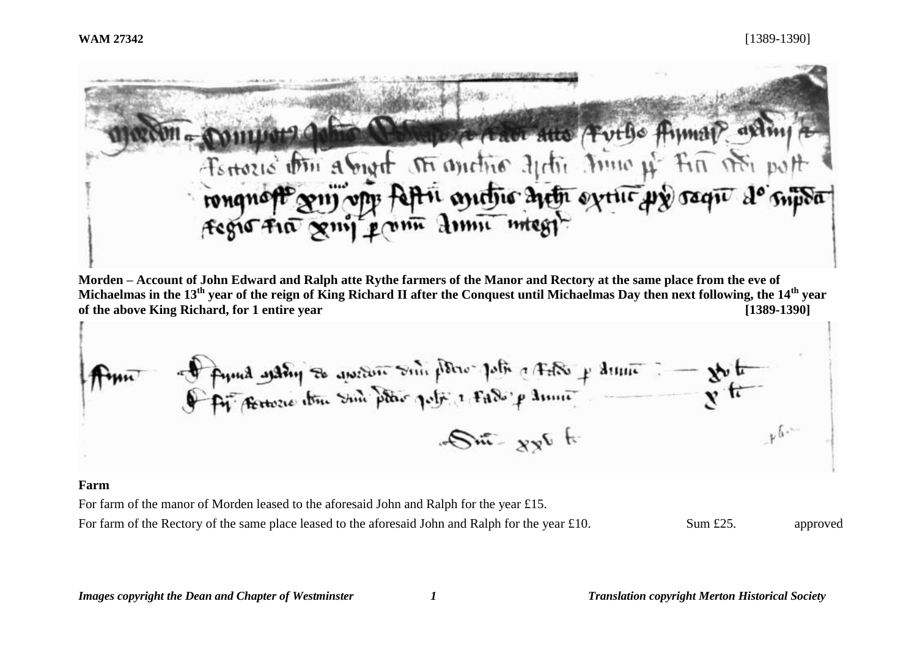**WAM 27342** [1389-1390]

**Morden – Account of John Edward and Ralph atte Rythe farmers of the Manor and Rectory at the same place from the eve of Michaelmas in the 13[th] year of the reign of King Richard II after the Conquest until Michaelmas Day then next following, the 14[th] year of the above King Richard, for 1 entire year [1389-1390]**

**Farm**

For farm of the manor of Morden leased to the aforesaid John and Ralph for the year £15.

For farm of the Rectory of the same place leased to the aforesaid John and Ralph for the year £10. Sum £25. approved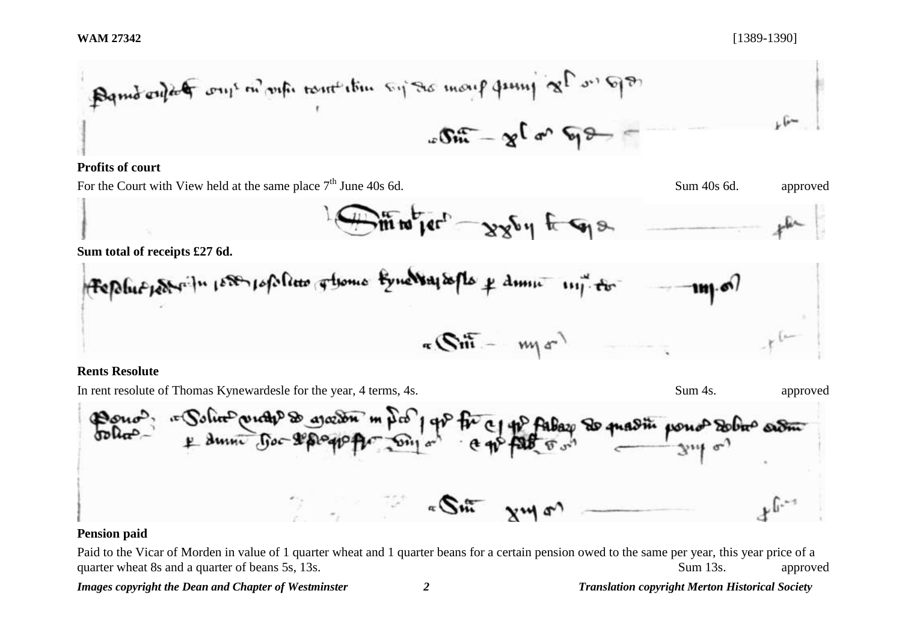**Profits of court**

For the Court with View held at the same place 7th June 40s 6d. Sum 40s 6d. approved

**Sum total of receipts £27 6d.**

**Rents Resolute**

In rent resolute of Thomas Kynewardesle for the year, 4 terms, 4s. Sum 4s. approved

**Pension paid**

Paid to the Vicar of Morden in value of 1 quarter wheat and 1 quarter beans for a certain pension owed to the same per year, this year price of a quarter wheat 8s and a quarter of beans 5s, 13s. Sum 13s. approved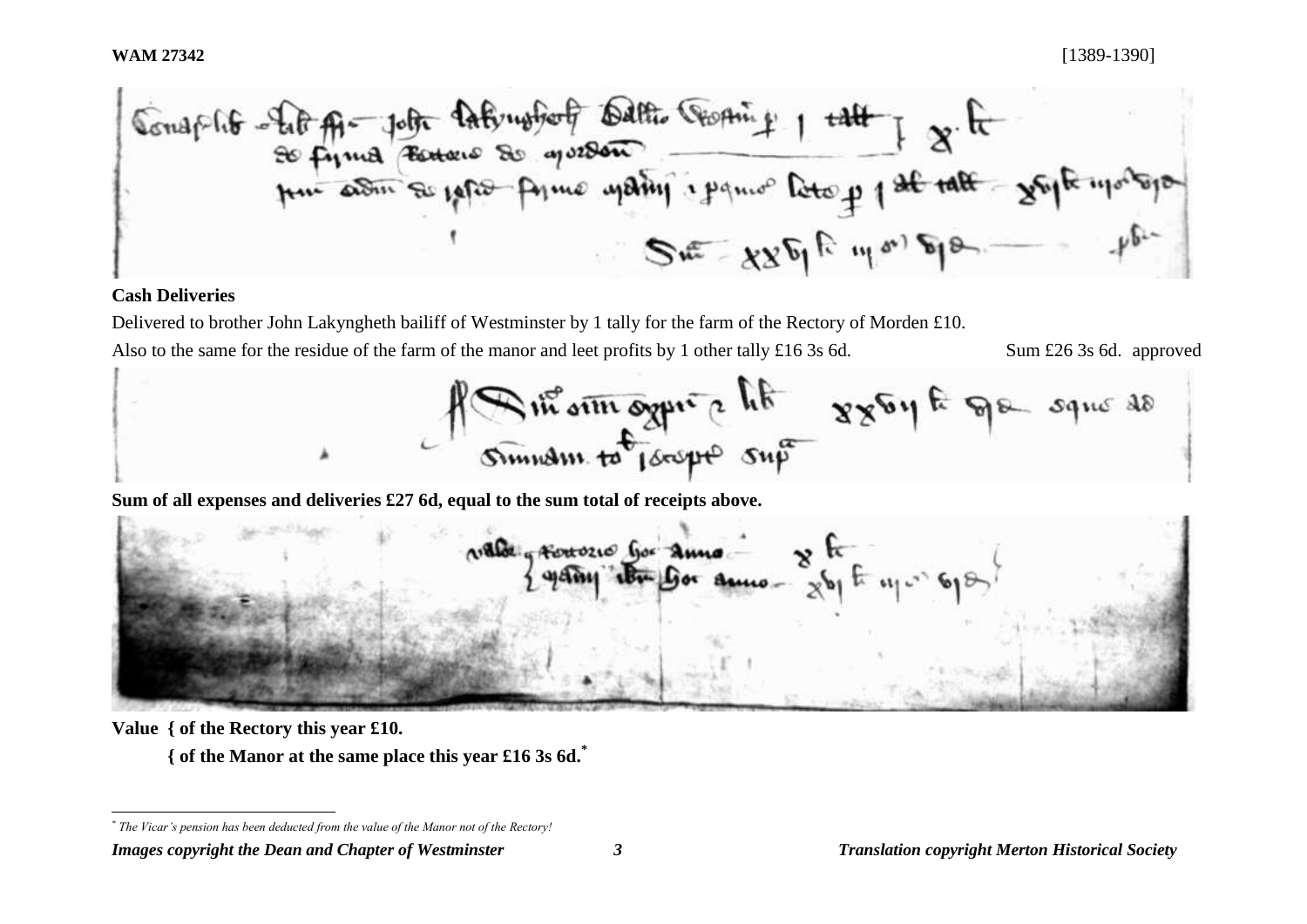**Cash Deliveries**

Delivered to brother John Lakyngheth bailiff of Westminster by 1 tally for the farm of the Rectory of Morden £10.

Also to the same for the residue of the farm of the manor and leet profits by 1 other tally £16 3s 6d. Sum £26 3s 6d. approved

**Sum of all expenses and deliveries £27 6d, equal to the sum total of receipts above.**

**Value { of the Rectory this year £10.**

**{ of the Manor at the same place this year £16 3s 6d.[*]**

[*] *The Vicar's pension has been deducted from the value of the Manor not of the Rectory!*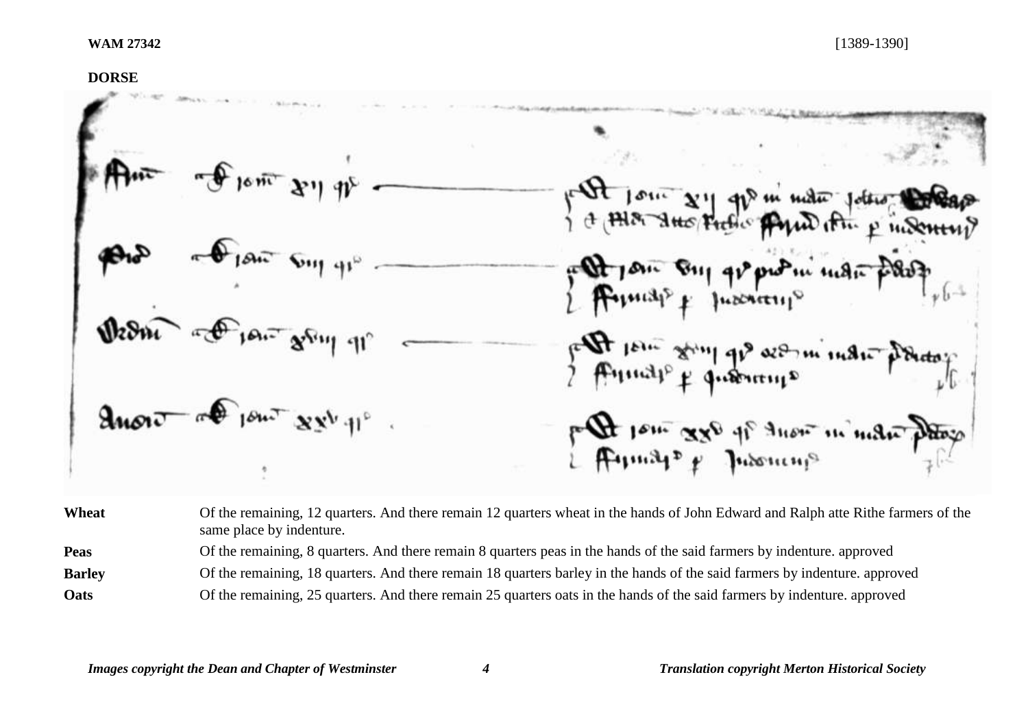**WAM 27342** [1389-1390]

**DORSE**

| | |
|---|---|
| **Wheat** | Of the remaining, 12 quarters. And there remain 12 quarters wheat in the hands of John Edward and Ralph atte Rithe farmers of the same place by indenture. |
| **Peas** | Of the remaining, 8 quarters. And there remain 8 quarters peas in the hands of the said farmers by indenture. approved |
| **Barley** | Of the remaining, 18 quarters. And there remain 18 quarters barley in the hands of the said farmers by indenture. approved |
| **Oats** | Of the remaining, 25 quarters. And there remain 25 quarters oats in the hands of the said farmers by indenture. approved |

*Images copyright the Dean and Chapter of Westminster* *Translation copyright Merton Historical Society*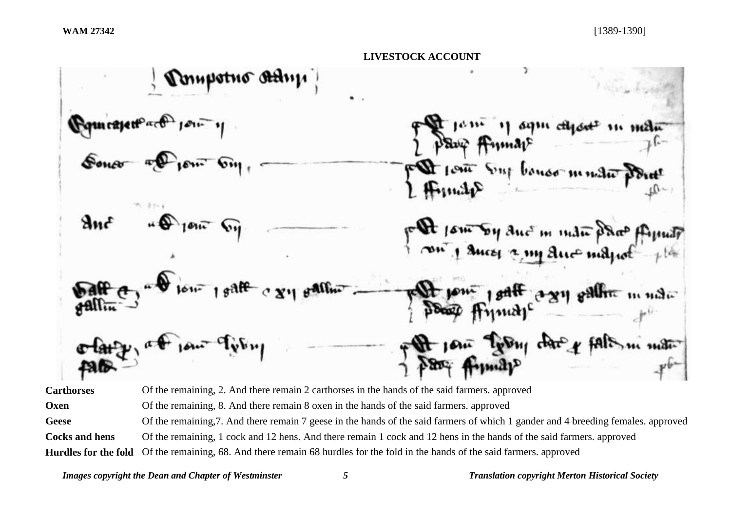**LIVESTOCK ACCOUNT**

| | |
|---|---|
| **Carthorses** | Of the remaining, 2. And there remain 2 carthorses in the hands of the said farmers. approved |
| **Oxen** | Of the remaining, 8. And there remain 8 oxen in the hands of the said farmers. approved |
| **Geese** | Of the remaining,7. And there remain 7 geese in the hands of the said farmers of which 1 gander and 4 breeding females. approved |
| **Cocks and hens** | Of the remaining, 1 cock and 12 hens. And there remain 1 cock and 12 hens in the hands of the said farmers. approved |
| **Hurdles for the fold** | Of the remaining, 68. And there remain 68 hurdles for the fold in the hands of the said farmers. approved |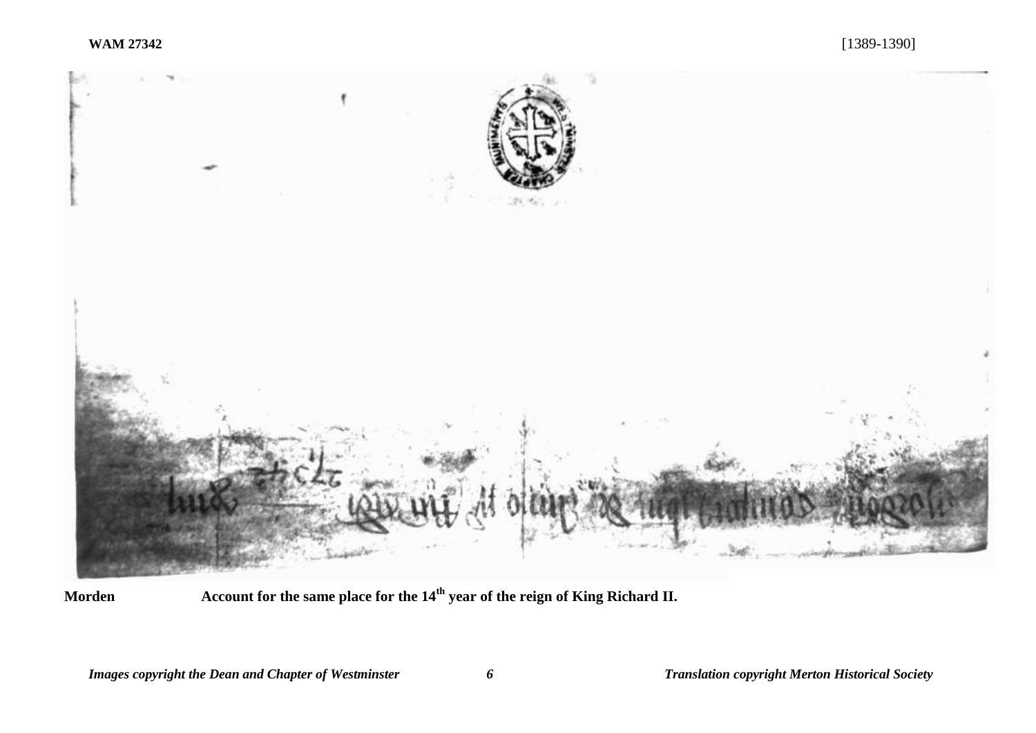**Morden** **Account for the same place for the 14th year of the reign of King Richard II.**